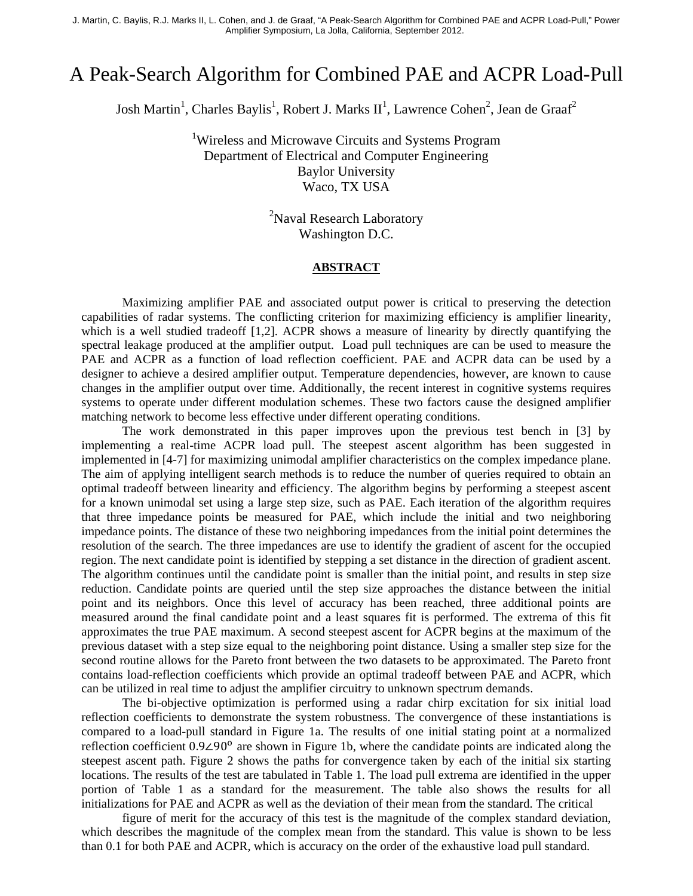J. Martin, C. Baylis, R.J. Marks II, L. Cohen, and J. de Graaf, "A Peak-Search Algorithm for Combined PAE and ACPR Load-Pull," Power Amplifier Symposium, La Jolla, California, September 2012.

# A Peak-Search Algorithm for Combined PAE and ACPR Load-Pull

Josh Martin[1], Charles Baylis[1], Robert J. Marks II[1], Lawrence Cohen[2], Jean de Graaf[2]

[1]Wireless and Microwave Circuits and Systems Program
Department of Electrical and Computer Engineering
Baylor University
Waco, TX USA

[2]Naval Research Laboratory
Washington D.C.

## ABSTRACT

Maximizing amplifier PAE and associated output power is critical to preserving the detection capabilities of radar systems. The conflicting criterion for maximizing efficiency is amplifier linearity, which is a well studied tradeoff [1,2]. ACPR shows a measure of linearity by directly quantifying the spectral leakage produced at the amplifier output. Load pull techniques are can be used to measure the PAE and ACPR as a function of load reflection coefficient. PAE and ACPR data can be used by a designer to achieve a desired amplifier output. Temperature dependencies, however, are known to cause changes in the amplifier output over time. Additionally, the recent interest in cognitive systems requires systems to operate under different modulation schemes. These two factors cause the designed amplifier matching network to become less effective under different operating conditions.

The work demonstrated in this paper improves upon the previous test bench in [3] by implementing a real-time ACPR load pull. The steepest ascent algorithm has been suggested in implemented in [4-7] for maximizing unimodal amplifier characteristics on the complex impedance plane. The aim of applying intelligent search methods is to reduce the number of queries required to obtain an optimal tradeoff between linearity and efficiency. The algorithm begins by performing a steepest ascent for a known unimodal set using a large step size, such as PAE. Each iteration of the algorithm requires that three impedance points be measured for PAE, which include the initial and two neighboring impedance points. The distance of these two neighboring impedances from the initial point determines the resolution of the search. The three impedances are use to identify the gradient of ascent for the occupied region. The next candidate point is identified by stepping a set distance in the direction of gradient ascent. The algorithm continues until the candidate point is smaller than the initial point, and results in step size reduction. Candidate points are queried until the step size approaches the distance between the initial point and its neighbors. Once this level of accuracy has been reached, three additional points are measured around the final candidate point and a least squares fit is performed. The extrema of this fit approximates the true PAE maximum. A second steepest ascent for ACPR begins at the maximum of the previous dataset with a step size equal to the neighboring point distance. Using a smaller step size for the second routine allows for the Pareto front between the two datasets to be approximated. The Pareto front contains load-reflection coefficients which provide an optimal tradeoff between PAE and ACPR, which can be utilized in real time to adjust the amplifier circuitry to unknown spectrum demands.

The bi-objective optimization is performed using a radar chirp excitation for six initial load reflection coefficients to demonstrate the system robustness. The convergence of these instantiations is compared to a load-pull standard in Figure 1a. The results of one initial stating point at a normalized reflection coefficient $0.9\angle 90^{\circ}$ are shown in Figure 1b, where the candidate points are indicated along the steepest ascent path. Figure 2 shows the paths for convergence taken by each of the initial six starting locations. The results of the test are tabulated in Table 1. The load pull extrema are identified in the upper portion of Table 1 as a standard for the measurement. The table also shows the results for all initializations for PAE and ACPR as well as the deviation of their mean from the standard. The critical

figure of merit for the accuracy of this test is the magnitude of the complex standard deviation, which describes the magnitude of the complex mean from the standard. This value is shown to be less than 0.1 for both PAE and ACPR, which is accuracy on the order of the exhaustive load pull standard.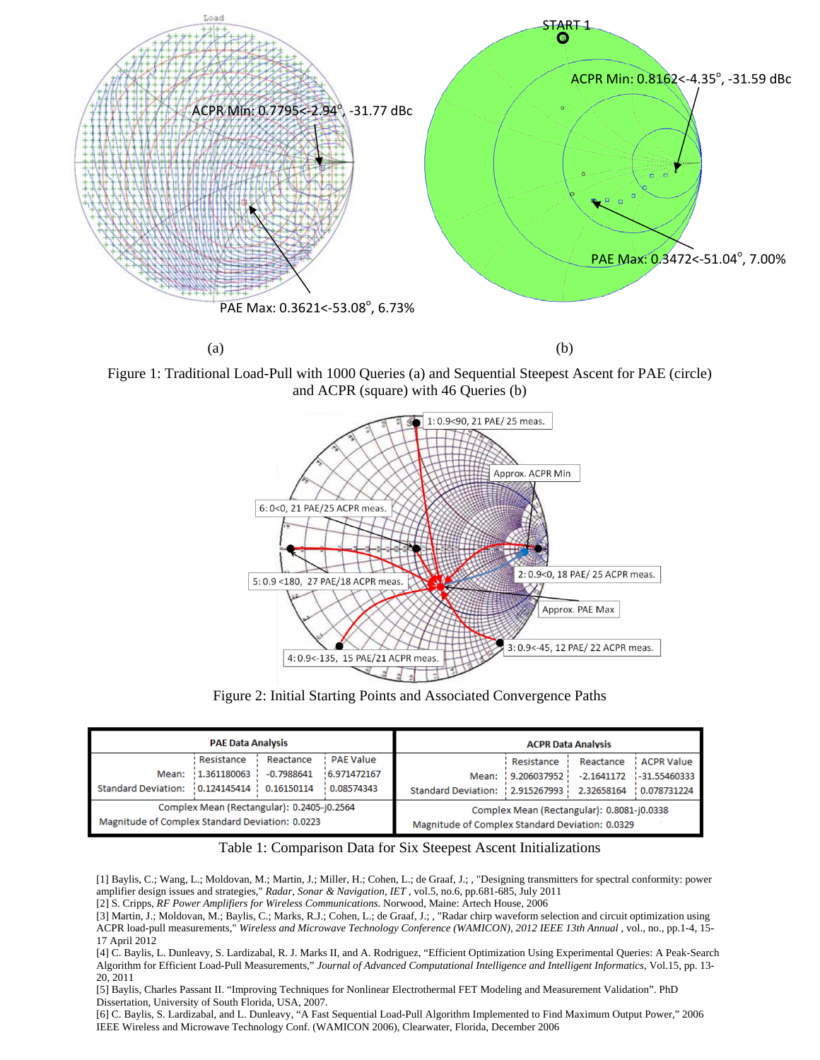Figure 1: Traditional Load-Pull with 1000 Queries (a) and Sequential Steepest Ascent for PAE (circle) and ACPR (square) with 46 Queries (b)

Figure 2: Initial Starting Points and Associated Convergence Paths

| PAE Data Analysis | | | | ACPR Data Analysis | | | |
|---|---|---|---|---|---|---|---|
| | Resistance | Reactance | PAE Value | | Resistance | Reactance | ACPR Value |
| Mean: | 1.361180063 | -0.7988641 | 6.971472167 | Mean: | 9.206037952 | -2.1641172 | -31.55460333 |
| Standard Deviation: | 0.124145414 | 0.16150114 | 0.08574343 | Standard Deviation: | 2.915267993 | 2.32658164 | 0.078731224 |
| Complex Mean (Rectangular): 0.2405-j0.2564 | | | | Complex Mean (Rectangular): 0.8081-j0.0338 | | | |
| Magnitude of Complex Standard Deviation: 0.0223 | | | | Magnitude of Complex Standard Deviation: 0.0329 | | | |

Table 1: Comparison Data for Six Steepest Ascent Initializations

[1] Baylis, C.; Wang, L.; Moldovan, M.; Martin, J.; Miller, H.; Cohen, L.; de Graaf, J.; , "Designing transmitters for spectral conformity: power amplifier design issues and strategies," *Radar, Sonar & Navigation, IET* , vol.5, no.6, pp.681-685, July 2011

[2] S. Cripps, *RF Power Amplifiers for Wireless Communications.* Norwood, Maine: Artech House, 2006

[3] Martin, J.; Moldovan, M.; Baylis, C.; Marks, R.J.; Cohen, L.; de Graaf, J.; , "Radar chirp waveform selection and circuit optimization using ACPR load-pull measurements," *Wireless and Microwave Technology Conference (WAMICON), 2012 IEEE 13th Annual* , vol., no., pp.1-4, 15-17 April 2012

[4] C. Baylis, L. Dunleavy, S. Lardizabal, R. J. Marks II, and A. Rodriguez, "Efficient Optimization Using Experimental Queries: A Peak-Search Algorithm for Efficient Load-Pull Measurements," *Journal of Advanced Computational Intelligence and Intelligent Informatics*, Vol.15, pp. 13-20, 2011

[5] Baylis, Charles Passant II. "Improving Techniques for Nonlinear Electrothermal FET Modeling and Measurement Validation". PhD Dissertation, University of South Florida, USA, 2007.

[6] C. Baylis, S. Lardizabal, and L. Dunleavy, "A Fast Sequential Load-Pull Algorithm Implemented to Find Maximum Output Power," 2006 IEEE Wireless and Microwave Technology Conf. (WAMICON 2006), Clearwater, Florida, December 2006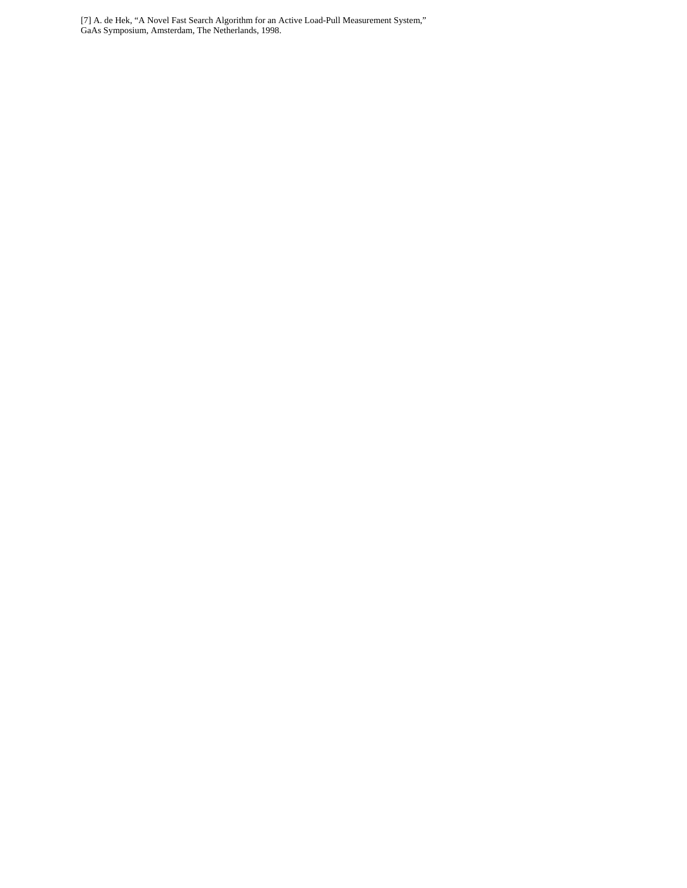[7] A. de Hek, “A Novel Fast Search Algorithm for an Active Load-Pull Measurement System,” GaAs Symposium, Amsterdam, The Netherlands, 1998.